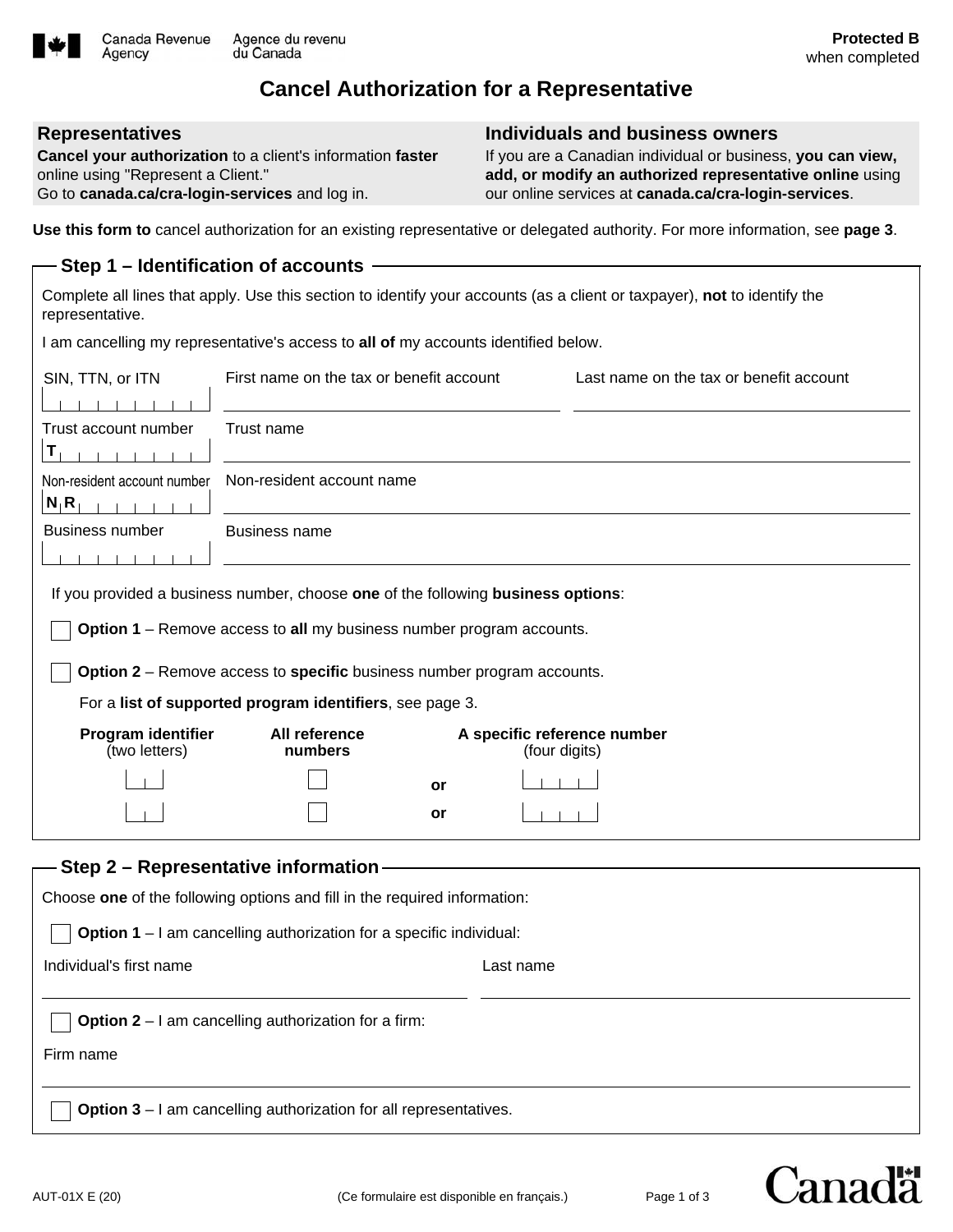Canada Revenue Agency / Agence du revenu du Canada

**Protected B** when completed

# Cancel Authorization for a Representative

| **Representatives** | **Individuals and business owners** |
| --- | --- |
| **Cancel your authorization** to a client's information **faster** online using "Represent a Client." Go to **canada.ca/cra-login-services** and log in. | If you are a Canadian individual or business, **you can view, add, or modify an authorized representative online** using our online services at **canada.ca/cra-login-services**. |

**Use this form to** cancel authorization for an existing representative or delegated authority. For more information, see **page 3**.

## Step 1 – Identification of accounts

Complete all lines that apply. Use this section to identify your accounts (as a client or taxpayer), **not** to identify the representative.

I am cancelling my representative's access to **all of** my accounts identified below.

SIN, TTN, or ITN: ___________ First name on the tax or benefit account: ___________ Last name on the tax or benefit account: ___________

Trust account number: T___________ Trust name: ___________

Non-resident account number: NR___________ Non-resident account name: ___________

Business number: ___________ Business name: ___________

If you provided a business number, choose **one** of the following **business options**:

☐ **Option 1** – Remove access to **all** my business number program accounts.

☐ **Option 2** – Remove access to **specific** business number program accounts.

For a **list of supported program identifiers**, see page 3.

| **Program identifier** (two letters) | **All reference numbers** | | **A specific reference number** (four digits) |
| --- | --- | --- | --- |
| ☐☐ | ☐ | or | ☐☐☐☐ |
| ☐☐ | ☐ | or | ☐☐☐☐ |

## Step 2 – Representative information

Choose **one** of the following options and fill in the required information:

☐ **Option 1** – I am cancelling authorization for a specific individual:

Individual's first name: ___________ Last name: ___________

☐ **Option 2** – I am cancelling authorization for a firm:

Firm name: ___________

☐ **Option 3** – I am cancelling authorization for all representatives.

AUT-01X E (20) (Ce formulaire est disponible en français.)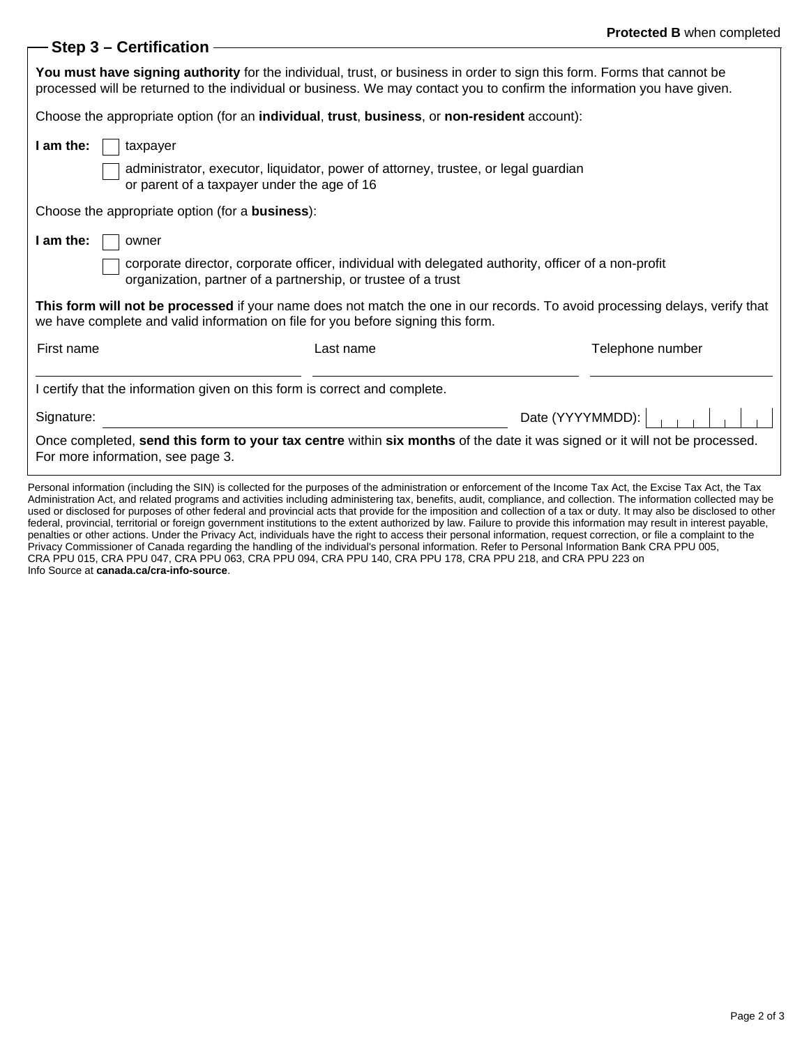**Protected B** when completed

## Step 3 – Certification

**You must have signing authority** for the individual, trust, or business in order to sign this form. Forms that cannot be processed will be returned to the individual or business. We may contact you to confirm the information you have given.

Choose the appropriate option (for an **individual**, **trust**, **business**, or **non-resident** account):

**I am the:**

- ☐ taxpayer
- ☐ administrator, executor, liquidator, power of attorney, trustee, or legal guardian or parent of a taxpayer under the age of 16

Choose the appropriate option (for a **business**):

**I am the:**

- ☐ owner
- ☐ corporate director, corporate officer, individual with delegated authority, officer of a non-profit organization, partner of a partnership, or trustee of a trust

**This form will not be processed** if your name does not match the one in our records. To avoid processing delays, verify that we have complete and valid information on file for you before signing this form.

| First name | Last name | Telephone number |
|---|---|---|
| | | |

I certify that the information given on this form is correct and complete.

Signature: ______________________ Date (YYYYMMDD): __________

Once completed, **send this form to your tax centre** within **six months** of the date it was signed or it will not be processed. For more information, see page 3.

Personal information (including the SIN) is collected for the purposes of the administration or enforcement of the Income Tax Act, the Excise Tax Act, the Tax Administration Act, and related programs and activities including administering tax, benefits, audit, compliance, and collection. The information collected may be used or disclosed for purposes of other federal and provincial acts that provide for the imposition and collection of a tax or duty. It may also be disclosed to other federal, provincial, territorial or foreign government institutions to the extent authorized by law. Failure to provide this information may result in interest payable, penalties or other actions. Under the Privacy Act, individuals have the right to access their personal information, request correction, or file a complaint to the Privacy Commissioner of Canada regarding the handling of the individual's personal information. Refer to Personal Information Bank CRA PPU 005, CRA PPU 015, CRA PPU 047, CRA PPU 063, CRA PPU 094, CRA PPU 140, CRA PPU 178, CRA PPU 218, and CRA PPU 223 on Info Source at **canada.ca/cra-info-source**.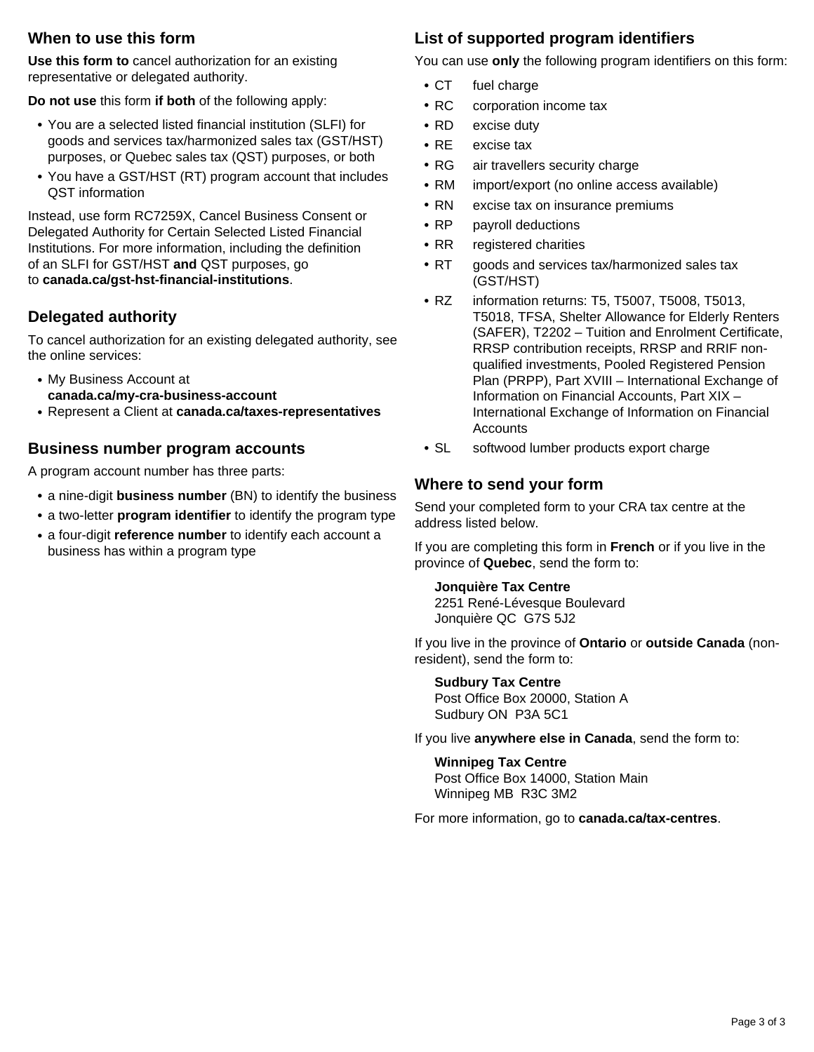## When to use this form

**Use this form to** cancel authorization for an existing representative or delegated authority.

**Do not use** this form **if both** of the following apply:

- You are a selected listed financial institution (SLFI) for goods and services tax/harmonized sales tax (GST/HST) purposes, or Quebec sales tax (QST) purposes, or both
- You have a GST/HST (RT) program account that includes QST information

Instead, use form RC7259X, Cancel Business Consent or Delegated Authority for Certain Selected Listed Financial Institutions. For more information, including the definition of an SLFI for GST/HST **and** QST purposes, go to **canada.ca/gst-hst-financial-institutions**.

## Delegated authority

To cancel authorization for an existing delegated authority, see the online services:

- My Business Account at **canada.ca/my-cra-business-account**
- Represent a Client at **canada.ca/taxes-representatives**

## Business number program accounts

A program account number has three parts:

- a nine-digit **business number** (BN) to identify the business
- a two-letter **program identifier** to identify the program type
- a four-digit **reference number** to identify each account a business has within a program type

## List of supported program identifiers

You can use **only** the following program identifiers on this form:

- CT fuel charge
- RC corporation income tax
- RD excise duty
- RE excise tax
- RG air travellers security charge
- RM import/export (no online access available)
- RN excise tax on insurance premiums
- RP payroll deductions
- RR registered charities
- RT goods and services tax/harmonized sales tax (GST/HST)
- RZ information returns: T5, T5007, T5008, T5013, T5018, TFSA, Shelter Allowance for Elderly Renters (SAFER), T2202 – Tuition and Enrolment Certificate, RRSP contribution receipts, RRSP and RRIF non-qualified investments, Pooled Registered Pension Plan (PRPP), Part XVIII – International Exchange of Information on Financial Accounts, Part XIX – International Exchange of Information on Financial Accounts
- SL softwood lumber products export charge

## Where to send your form

Send your completed form to your CRA tax centre at the address listed below.

If you are completing this form in **French** or if you live in the province of **Quebec**, send the form to:

**Jonquière Tax Centre**
2251 René-Lévesque Boulevard
Jonquière QC G7S 5J2

If you live in the province of **Ontario** or **outside Canada** (non-resident), send the form to:

**Sudbury Tax Centre**
Post Office Box 20000, Station A
Sudbury ON P3A 5C1

If you live **anywhere else in Canada**, send the form to:

**Winnipeg Tax Centre**
Post Office Box 14000, Station Main
Winnipeg MB R3C 3M2

For more information, go to **canada.ca/tax-centres**.